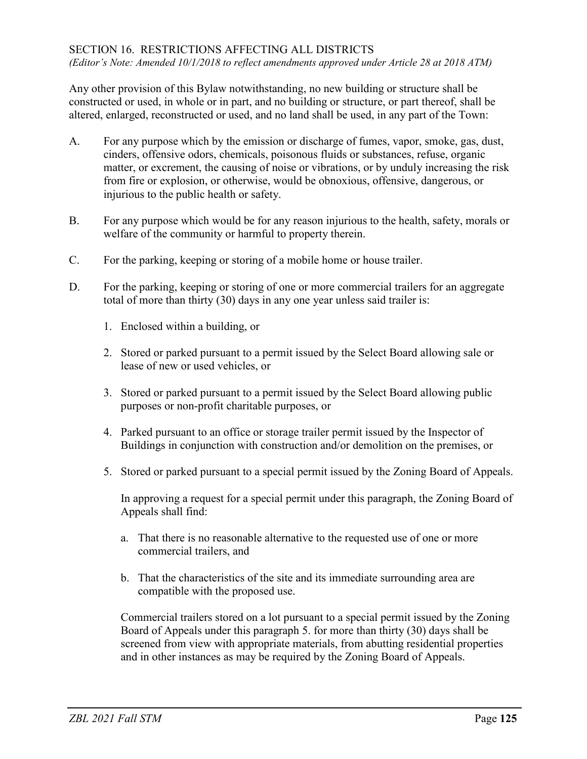## SECTION 16. RESTRICTIONS AFFECTING ALL DISTRICTS

*(Editor's Note: Amended 10/1/2018 to reflect amendments approved under Article 28 at 2018 ATM)*

Any other provision of this Bylaw notwithstanding, no new building or structure shall be constructed or used, in whole or in part, and no building or structure, or part thereof, shall be altered, enlarged, reconstructed or used, and no land shall be used, in any part of the Town:

A. For any purpose which by the emission or discharge of fumes, vapor, smoke, gas, dust, cinders, offensive odors, chemicals, poisonous fluids or substances, refuse, organic matter, or excrement, the causing of noise or vibrations, or by unduly increasing the risk from fire or explosion, or otherwise, would be obnoxious, offensive, dangerous, or injurious to the public health or safety.

B. For any purpose which would be for any reason injurious to the health, safety, morals or welfare of the community or harmful to property therein.

C. For the parking, keeping or storing of a mobile home or house trailer.

D. For the parking, keeping or storing of one or more commercial trailers for an aggregate total of more than thirty (30) days in any one year unless said trailer is:

   1. Enclosed within a building, or

   2. Stored or parked pursuant to a permit issued by the Select Board allowing sale or lease of new or used vehicles, or

   3. Stored or parked pursuant to a permit issued by the Select Board allowing public purposes or non-profit charitable purposes, or

   4. Parked pursuant to an office or storage trailer permit issued by the Inspector of Buildings in conjunction with construction and/or demolition on the premises, or

   5. Stored or parked pursuant to a special permit issued by the Zoning Board of Appeals.

      In approving a request for a special permit under this paragraph, the Zoning Board of Appeals shall find:

      a. That there is no reasonable alternative to the requested use of one or more commercial trailers, and

      b. That the characteristics of the site and its immediate surrounding area are compatible with the proposed use.

      Commercial trailers stored on a lot pursuant to a special permit issued by the Zoning Board of Appeals under this paragraph 5. for more than thirty (30) days shall be screened from view with appropriate materials, from abutting residential properties and in other instances as may be required by the Zoning Board of Appeals.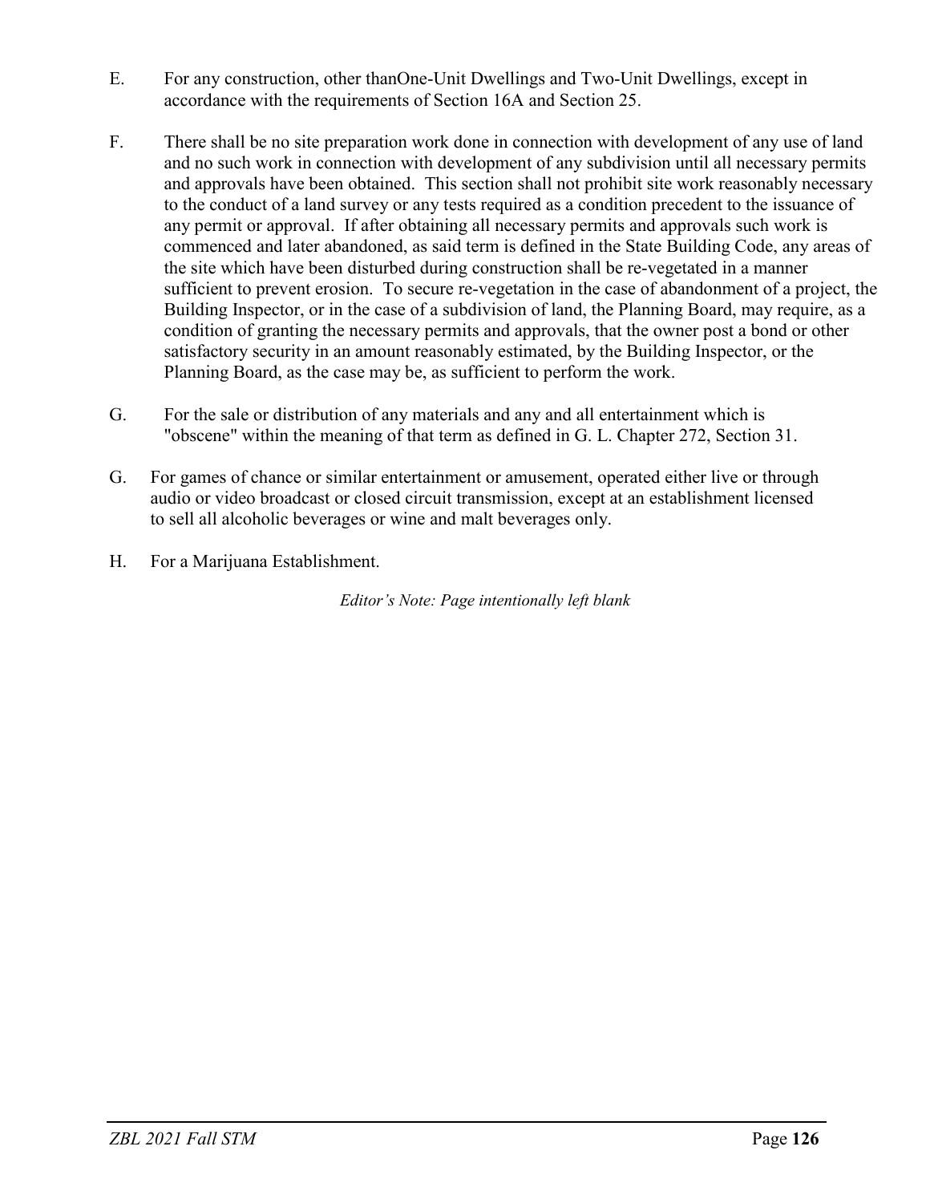E. For any construction, other thanOne-Unit Dwellings and Two-Unit Dwellings, except in accordance with the requirements of Section 16A and Section 25.

F. There shall be no site preparation work done in connection with development of any use of land and no such work in connection with development of any subdivision until all necessary permits and approvals have been obtained. This section shall not prohibit site work reasonably necessary to the conduct of a land survey or any tests required as a condition precedent to the issuance of any permit or approval. If after obtaining all necessary permits and approvals such work is commenced and later abandoned, as said term is defined in the State Building Code, any areas of the site which have been disturbed during construction shall be re-vegetated in a manner sufficient to prevent erosion. To secure re-vegetation in the case of abandonment of a project, the Building Inspector, or in the case of a subdivision of land, the Planning Board, may require, as a condition of granting the necessary permits and approvals, that the owner post a bond or other satisfactory security in an amount reasonably estimated, by the Building Inspector, or the Planning Board, as the case may be, as sufficient to perform the work.

G. For the sale or distribution of any materials and any and all entertainment which is "obscene" within the meaning of that term as defined in G. L. Chapter 272, Section 31.

G. For games of chance or similar entertainment or amusement, operated either live or through audio or video broadcast or closed circuit transmission, except at an establishment licensed to sell all alcoholic beverages or wine and malt beverages only.

H. For a Marijuana Establishment.

*Editor's Note: Page intentionally left blank*